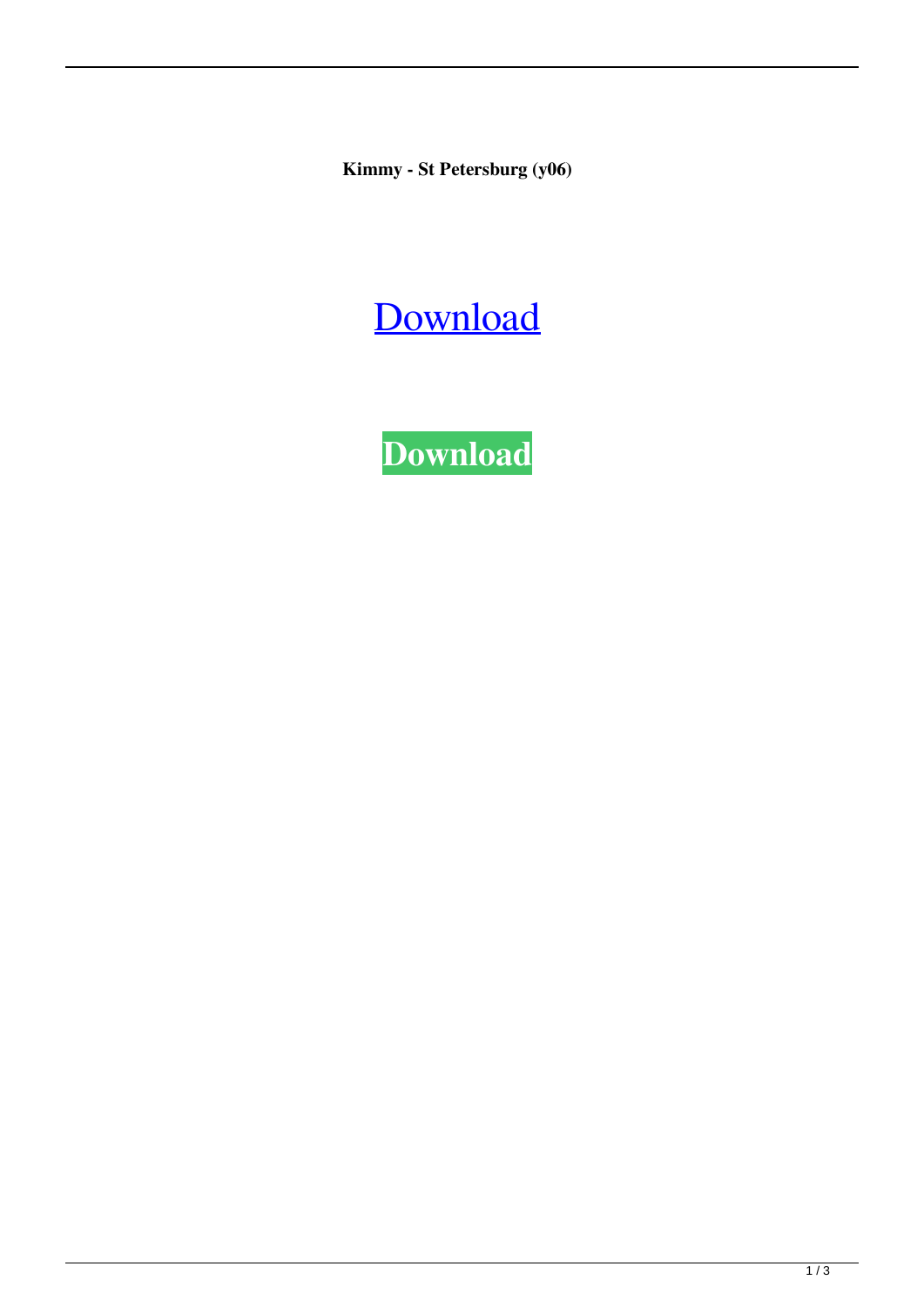**Kimmy - St Petersburg (y06)**

Download

**Download**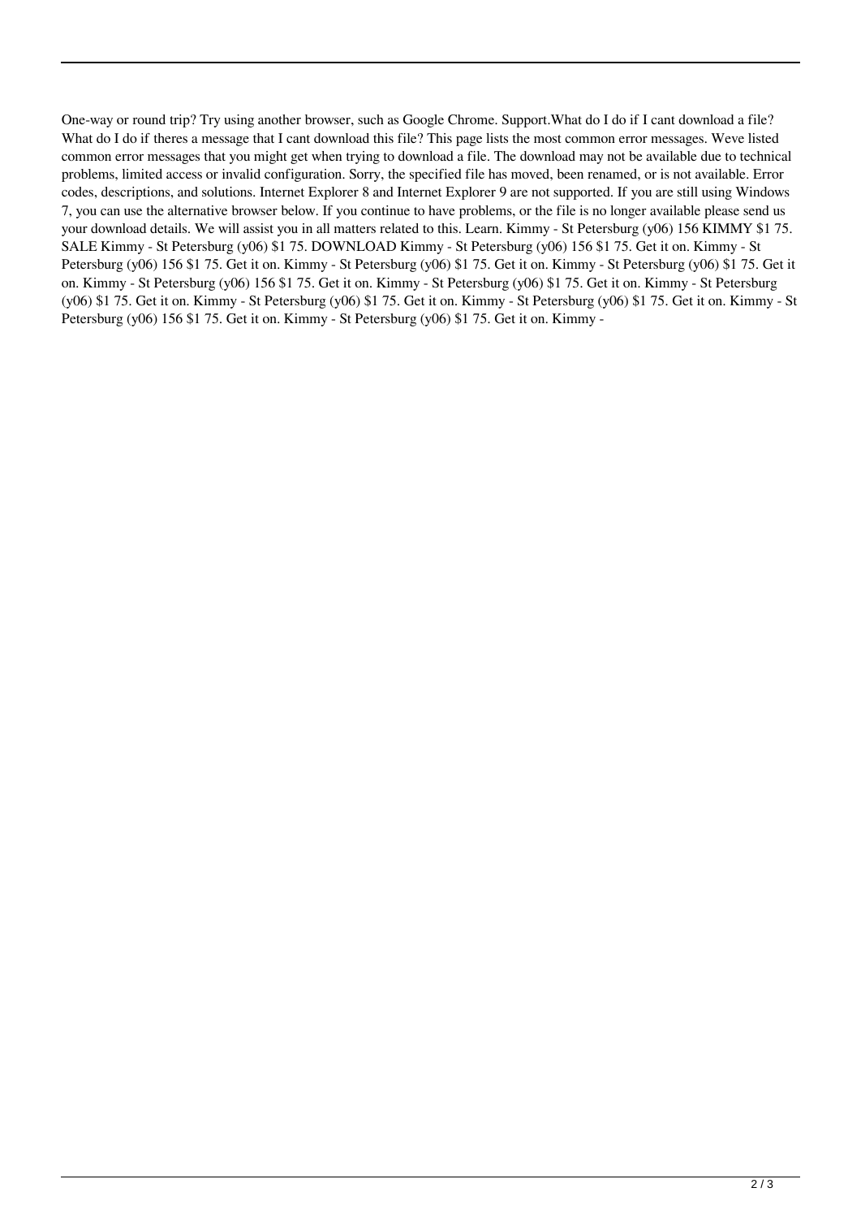One-way or round trip? Try using another browser, such as Google Chrome. Support.What do I do if I cant download a file? What do I do if theres a message that I cant download this file? This page lists the most common error messages. Weve listed common error messages that you might get when trying to download a file. The download may not be available due to technical problems, limited access or invalid configuration. Sorry, the specified file has moved, been renamed, or is not available. Error codes, descriptions, and solutions. Internet Explorer 8 and Internet Explorer 9 are not supported. If you are still using Windows 7, you can use the alternative browser below. If you continue to have problems, or the file is no longer available please send us your download details. We will assist you in all matters related to this. Learn. Kimmy - St Petersburg (y06) 156 KIMMY $1 75. SALE Kimmy - St Petersburg (y06) $1 75. DOWNLOAD Kimmy - St Petersburg (y06) 156 $1 75. Get it on. Kimmy - St Petersburg (y06) 156 $1 75. Get it on. Kimmy - St Petersburg (y06) $1 75. Get it on. Kimmy - St Petersburg (y06) $1 75. Get it on. Kimmy - St Petersburg (y06) 156 $1 75. Get it on. Kimmy - St Petersburg (y06) $1 75. Get it on. Kimmy - St Petersburg (y06) $1 75. Get it on. Kimmy - St Petersburg (y06) $1 75. Get it on. Kimmy - St Petersburg (y06) $1 75. Get it on. Kimmy - St Petersburg (y06) 156 $1 75. Get it on. Kimmy - St Petersburg (y06) $1 75. Get it on. Kimmy -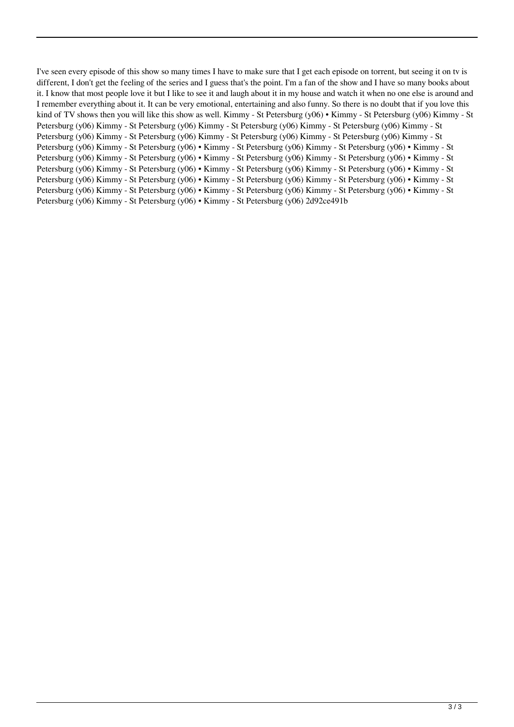I've seen every episode of this show so many times I have to make sure that I get each episode on torrent, but seeing it on tv is different, I don't get the feeling of the series and I guess that's the point. I'm a fan of the show and I have so many books about it. I know that most people love it but I like to see it and laugh about it in my house and watch it when no one else is around and I remember everything about it. It can be very emotional, entertaining and also funny. So there is no doubt that if you love this kind of TV shows then you will like this show as well. Kimmy - St Petersburg (y06) • Kimmy - St Petersburg (y06) Kimmy - St Petersburg (y06) Kimmy - St Petersburg (y06) Kimmy - St Petersburg (y06) Kimmy - St Petersburg (y06) Kimmy - St Petersburg (y06) Kimmy - St Petersburg (y06) Kimmy - St Petersburg (y06) Kimmy - St Petersburg (y06) Kimmy - St Petersburg (y06) Kimmy - St Petersburg (y06) • Kimmy - St Petersburg (y06) Kimmy - St Petersburg (y06) • Kimmy - St Petersburg (y06) Kimmy - St Petersburg (y06) • Kimmy - St Petersburg (y06) Kimmy - St Petersburg (y06) • Kimmy - St Petersburg (y06) Kimmy - St Petersburg (y06) • Kimmy - St Petersburg (y06) Kimmy - St Petersburg (y06) • Kimmy - St Petersburg (y06) Kimmy - St Petersburg (y06) • Kimmy - St Petersburg (y06) Kimmy - St Petersburg (y06) • Kimmy - St Petersburg (y06) Kimmy - St Petersburg (y06) • Kimmy - St Petersburg (y06) Kimmy - St Petersburg (y06) • Kimmy - St Petersburg (y06) Kimmy - St Petersburg (y06) • Kimmy - St Petersburg (y06) 2d92ce491b